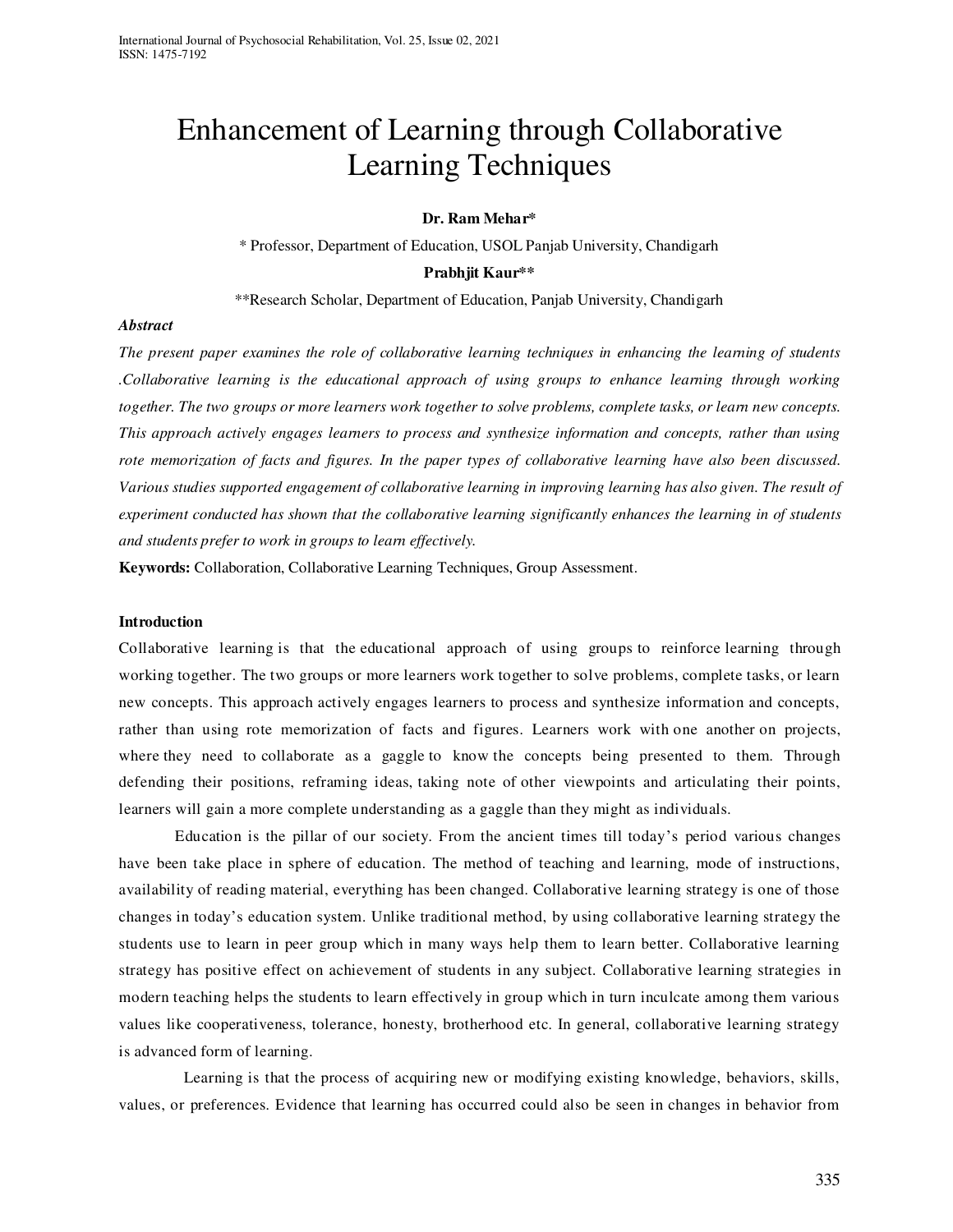# Enhancement of Learning through Collaborative Learning Techniques

**Dr. Ram Mehar***

\* Professor, Department of Education, USOL Panjab University, Chandigarh

**Prabhjit Kaur****

**Research Scholar, Department of Education, Panjab University, Chandigarh

***Abstract***

*The present paper examines the role of collaborative learning techniques in enhancing the learning of students .Collaborative learning is the educational approach of using groups to enhance learning through working together. The two groups or more learners work together to solve problems, complete tasks, or learn new concepts. This approach actively engages learners to process and synthesize information and concepts, rather than using rote memorization of facts and figures. In the paper types of collaborative learning have also been discussed. Various studies supported engagement of collaborative learning in improving learning has also given. The result of experiment conducted has shown that the collaborative learning significantly enhances the learning in of students and students prefer to work in groups to learn effectively.*

**Keywords:** Collaboration, Collaborative Learning Techniques, Group Assessment.

## Introduction

Collaborative learning is that the educational approach of using groups to reinforce learning through working together. The two groups or more learners work together to solve problems, complete tasks, or learn new concepts. This approach actively engages learners to process and synthesize information and concepts, rather than using rote memorization of facts and figures. Learners work with one another on projects, where they need to collaborate as a gaggle to know the concepts being presented to them. Through defending their positions, reframing ideas, taking note of other viewpoints and articulating their points, learners will gain a more complete understanding as a gaggle than they might as individuals.

Education is the pillar of our society. From the ancient times till today's period various changes have been take place in sphere of education. The method of teaching and learning, mode of instructions, availability of reading material, everything has been changed. Collaborative learning strategy is one of those changes in today's education system. Unlike traditional method, by using collaborative learning strategy the students use to learn in peer group which in many ways help them to learn better. Collaborative learning strategy has positive effect on achievement of students in any subject. Collaborative learning strategies in modern teaching helps the students to learn effectively in group which in turn inculcate among them various values like cooperativeness, tolerance, honesty, brotherhood etc. In general, collaborative learning strategy is advanced form of learning.

Learning is that the process of acquiring new or modifying existing knowledge, behaviors, skills, values, or preferences. Evidence that learning has occurred could also be seen in changes in behavior from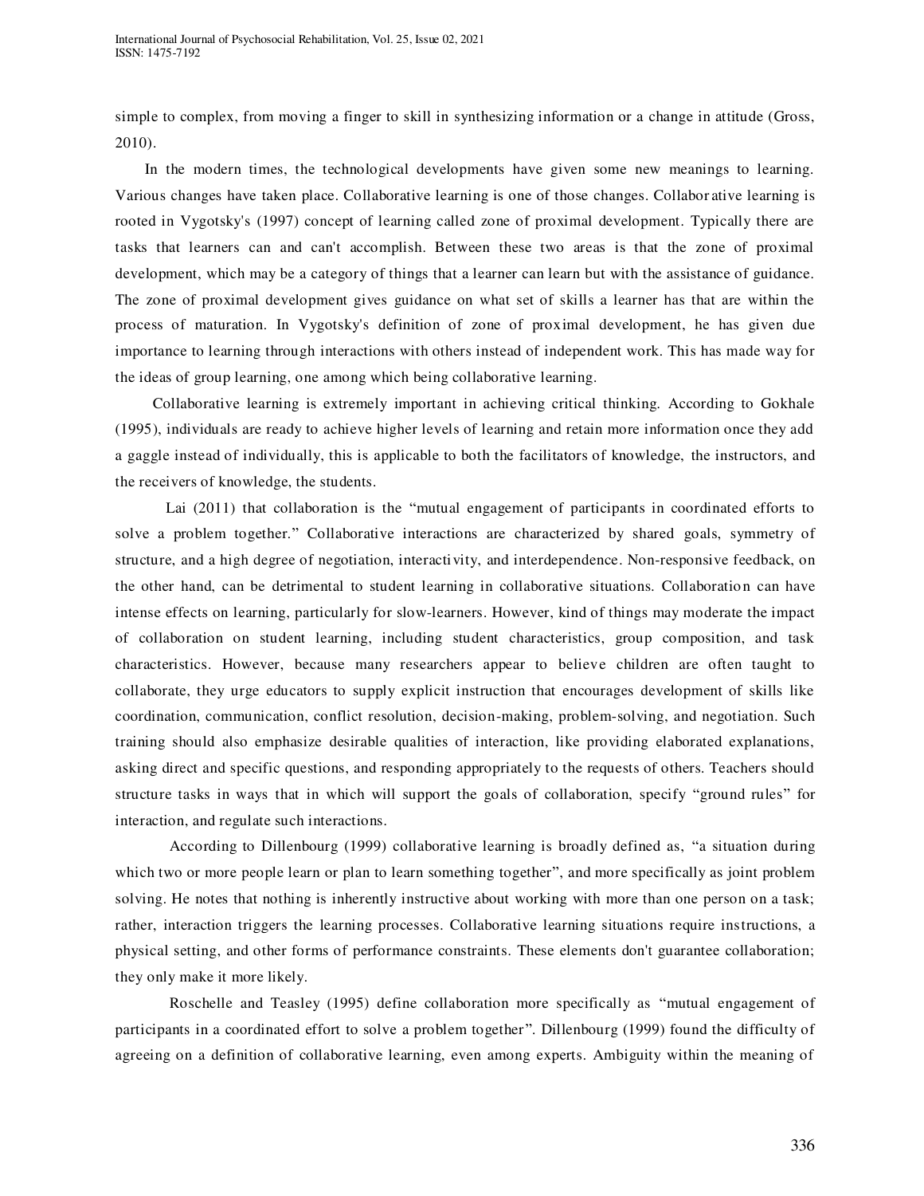simple to complex, from moving a finger to skill in synthesizing information or a change in attitude (Gross, 2010).

In the modern times, the technological developments have given some new meanings to learning. Various changes have taken place. Collaborative learning is one of those changes. Collaborative learning is rooted in Vygotsky's (1997) concept of learning called zone of proximal development. Typically there are tasks that learners can and can't accomplish. Between these two areas is that the zone of proximal development, which may be a category of things that a learner can learn but with the assistance of guidance. The zone of proximal development gives guidance on what set of skills a learner has that are within the process of maturation. In Vygotsky's definition of zone of proximal development, he has given due importance to learning through interactions with others instead of independent work. This has made way for the ideas of group learning, one among which being collaborative learning.

Collaborative learning is extremely important in achieving critical thinking. According to Gokhale (1995), individuals are ready to achieve higher levels of learning and retain more information once they add a gaggle instead of individually, this is applicable to both the facilitators of knowledge, the instructors, and the receivers of knowledge, the students.

Lai (2011) that collaboration is the "mutual engagement of participants in coordinated efforts to solve a problem together." Collaborative interactions are characterized by shared goals, symmetry of structure, and a high degree of negotiation, interactivity, and interdependence. Non-responsive feedback, on the other hand, can be detrimental to student learning in collaborative situations. Collaboration can have intense effects on learning, particularly for slow-learners. However, kind of things may moderate the impact of collaboration on student learning, including student characteristics, group composition, and task characteristics. However, because many researchers appear to believe children are often taught to collaborate, they urge educators to supply explicit instruction that encourages development of skills like coordination, communication, conflict resolution, decision-making, problem-solving, and negotiation. Such training should also emphasize desirable qualities of interaction, like providing elaborated explanations, asking direct and specific questions, and responding appropriately to the requests of others. Teachers should structure tasks in ways that in which will support the goals of collaboration, specify "ground rules" for interaction, and regulate such interactions.

According to Dillenbourg (1999) collaborative learning is broadly defined as, "a situation during which two or more people learn or plan to learn something together", and more specifically as joint problem solving. He notes that nothing is inherently instructive about working with more than one person on a task; rather, interaction triggers the learning processes. Collaborative learning situations require instructions, a physical setting, and other forms of performance constraints. These elements don't guarantee collaboration; they only make it more likely.

Roschelle and Teasley (1995) define collaboration more specifically as "mutual engagement of participants in a coordinated effort to solve a problem together". Dillenbourg (1999) found the difficulty of agreeing on a definition of collaborative learning, even among experts. Ambiguity within the meaning of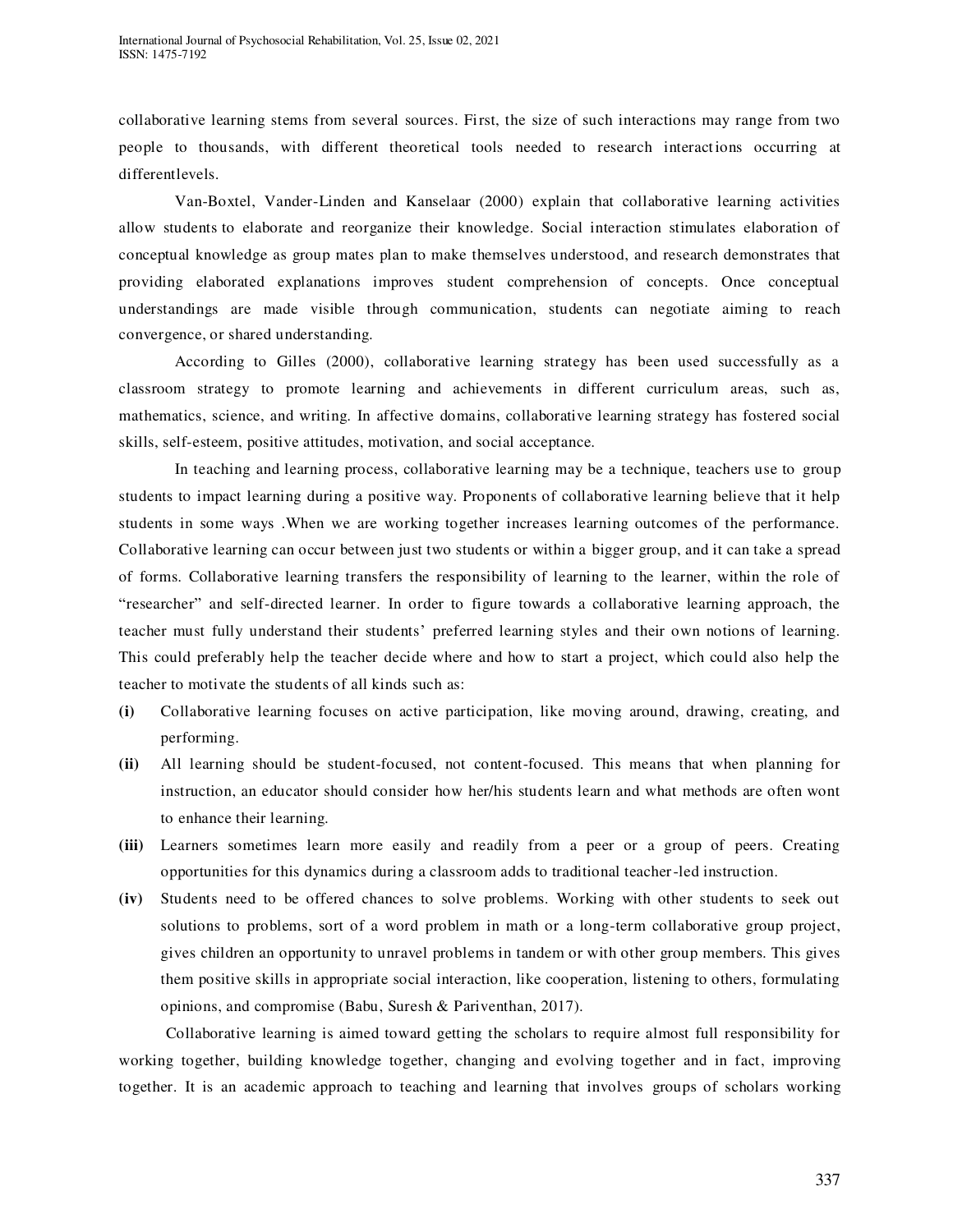collaborative learning stems from several sources. First, the size of such interactions may range from two people to thousands, with different theoretical tools needed to research interactions occurring at differentlevels.

Van-Boxtel, Vander-Linden and Kanselaar (2000) explain that collaborative learning activities allow students to elaborate and reorganize their knowledge. Social interaction stimulates elaboration of conceptual knowledge as group mates plan to make themselves understood, and research demonstrates that providing elaborated explanations improves student comprehension of concepts. Once conceptual understandings are made visible through communication, students can negotiate aiming to reach convergence, or shared understanding.

According to Gilles (2000), collaborative learning strategy has been used successfully as a classroom strategy to promote learning and achievements in different curriculum areas, such as, mathematics, science, and writing. In affective domains, collaborative learning strategy has fostered social skills, self-esteem, positive attitudes, motivation, and social acceptance.

In teaching and learning process, collaborative learning may be a technique, teachers use to group students to impact learning during a positive way. Proponents of collaborative learning believe that it help students in some ways .When we are working together increases learning outcomes of the performance. Collaborative learning can occur between just two students or within a bigger group, and it can take a spread of forms. Collaborative learning transfers the responsibility of learning to the learner, within the role of "researcher" and self-directed learner. In order to figure towards a collaborative learning approach, the teacher must fully understand their students' preferred learning styles and their own notions of learning. This could preferably help the teacher decide where and how to start a project, which could also help the teacher to motivate the students of all kinds such as:

- **(i)** Collaborative learning focuses on active participation, like moving around, drawing, creating, and performing.
- **(ii)** All learning should be student-focused, not content-focused. This means that when planning for instruction, an educator should consider how her/his students learn and what methods are often wont to enhance their learning.
- **(iii)** Learners sometimes learn more easily and readily from a peer or a group of peers. Creating opportunities for this dynamics during a classroom adds to traditional teacher-led instruction.
- **(iv)** Students need to be offered chances to solve problems. Working with other students to seek out solutions to problems, sort of a word problem in math or a long-term collaborative group project, gives children an opportunity to unravel problems in tandem or with other group members. This gives them positive skills in appropriate social interaction, like cooperation, listening to others, formulating opinions, and compromise (Babu, Suresh & Pariventhan, 2017).

Collaborative learning is aimed toward getting the scholars to require almost full responsibility for working together, building knowledge together, changing and evolving together and in fact, improving together. It is an academic approach to teaching and learning that involves groups of scholars working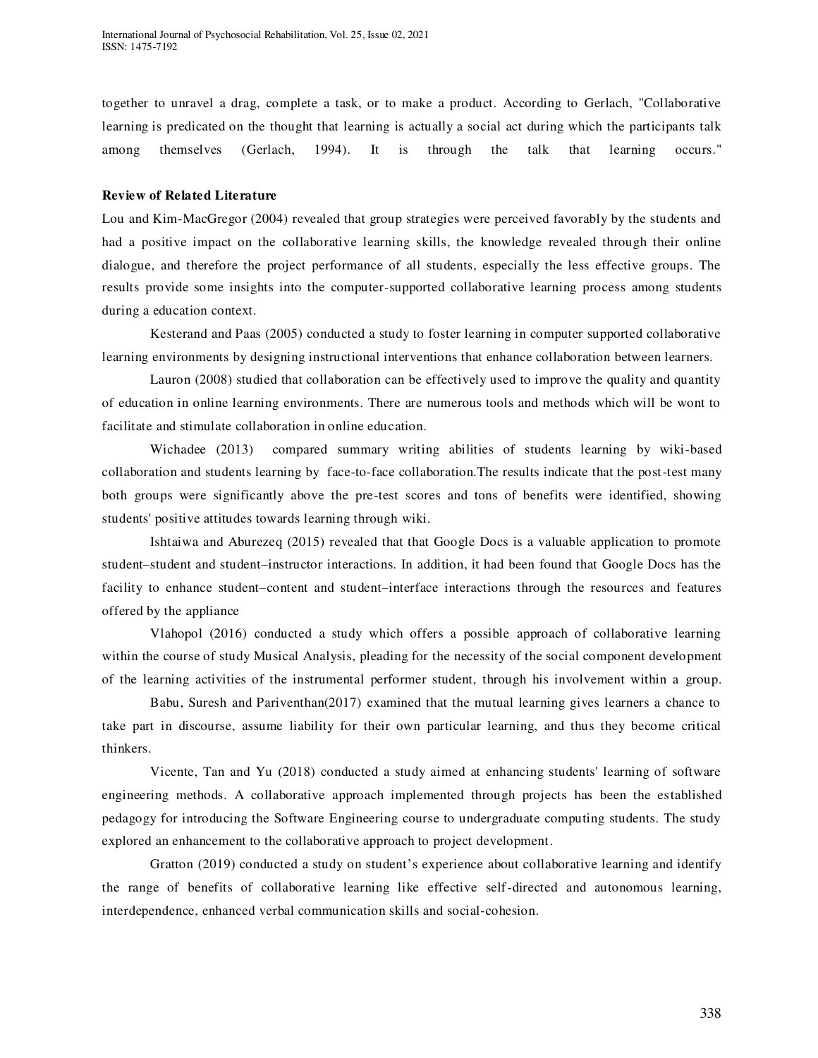together to unravel a drag, complete a task, or to make a product. According to Gerlach, "Collaborative learning is predicated on the thought that learning is actually a social act during which the participants talk among themselves (Gerlach, 1994). It is through the talk that learning occurs."

**Review of Related Literature**

Lou and Kim-MacGregor (2004) revealed that group strategies were perceived favorably by the students and had a positive impact on the collaborative learning skills, the knowledge revealed through their online dialogue, and therefore the project performance of all students, especially the less effective groups. The results provide some insights into the computer-supported collaborative learning process among students during a education context.

Kesterand and Paas (2005) conducted a study to foster learning in computer supported collaborative learning environments by designing instructional interventions that enhance collaboration between learners.

Lauron (2008) studied that collaboration can be effectively used to improve the quality and quantity of education in online learning environments. There are numerous tools and methods which will be wont to facilitate and stimulate collaboration in online education.

Wichadee (2013) compared summary writing abilities of students learning by wiki-based collaboration and students learning by face-to-face collaboration.The results indicate that the post-test many both groups were significantly above the pre-test scores and tons of benefits were identified, showing students' positive attitudes towards learning through wiki.

Ishtaiwa and Aburezeq (2015) revealed that that Google Docs is a valuable application to promote student–student and student–instructor interactions. In addition, it had been found that Google Docs has the facility to enhance student–content and student–interface interactions through the resources and features offered by the appliance

Vlahopol (2016) conducted a study which offers a possible approach of collaborative learning within the course of study Musical Analysis, pleading for the necessity of the social component development of the learning activities of the instrumental performer student, through his involvement within a group.

Babu, Suresh and Pariventhan(2017) examined that the mutual learning gives learners a chance to take part in discourse, assume liability for their own particular learning, and thus they become critical thinkers.

Vicente, Tan and Yu (2018) conducted a study aimed at enhancing students' learning of software engineering methods. A collaborative approach implemented through projects has been the established pedagogy for introducing the Software Engineering course to undergraduate computing students. The study explored an enhancement to the collaborative approach to project development.

Gratton (2019) conducted a study on student's experience about collaborative learning and identify the range of benefits of collaborative learning like effective self-directed and autonomous learning, interdependence, enhanced verbal communication skills and social-cohesion.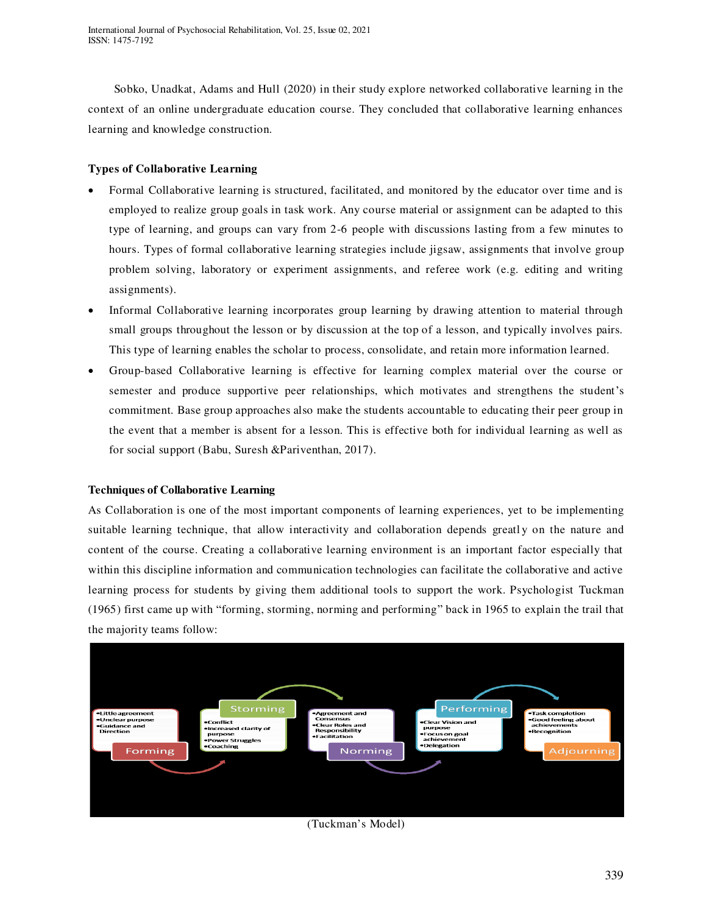Sobko, Unadkat, Adams and Hull (2020) in their study explore networked collaborative learning in the context of an online undergraduate education course. They concluded that collaborative learning enhances learning and knowledge construction.

### Types of Collaborative Learning

- Formal Collaborative learning is structured, facilitated, and monitored by the educator over time and is employed to realize group goals in task work. Any course material or assignment can be adapted to this type of learning, and groups can vary from 2-6 people with discussions lasting from a few minutes to hours. Types of formal collaborative learning strategies include jigsaw, assignments that involve group problem solving, laboratory or experiment assignments, and referee work (e.g. editing and writing assignments).
- Informal Collaborative learning incorporates group learning by drawing attention to material through small groups throughout the lesson or by discussion at the top of a lesson, and typically involves pairs. This type of learning enables the scholar to process, consolidate, and retain more information learned.
- Group-based Collaborative learning is effective for learning complex material over the course or semester and produce supportive peer relationships, which motivates and strengthens the student's commitment. Base group approaches also make the students accountable to educating their peer group in the event that a member is absent for a lesson. This is effective both for individual learning as well as for social support (Babu, Suresh &Pariventhan, 2017).

### Techniques of Collaborative Learning

As Collaboration is one of the most important components of learning experiences, yet to be implementing suitable learning technique, that allow interactivity and collaboration depends greatly on the nature and content of the course. Creating a collaborative learning environment is an important factor especially that within this discipline information and communication technologies can facilitate the collaborative and active learning process for students by giving them additional tools to support the work. Psychologist Tuckman (1965) first came up with "forming, storming, norming and performing" back in 1965 to explain the trail that the majority teams follow:

Forming
•Little agreement
•Unclear purpose
•Guidance and Direction

Storming
•Conflict
•Increased clarity of purpose
•Power Struggles
•Coaching

Norming
•Agreement and Consensus
•Clear Roles and Responsibility
•Facilitation

Performing
•Clear Vision and purpose
•Focus on goal achievement
•Delegation

Adjourning
•Task completion
•Good feeling about achievements
•Recognition

(Tuckman's Model)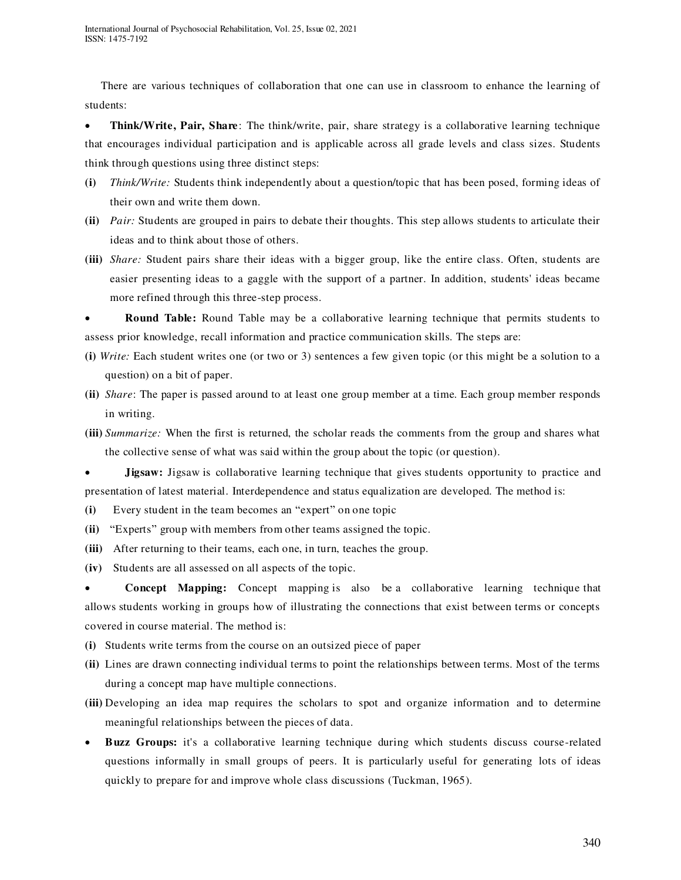There are various techniques of collaboration that one can use in classroom to enhance the learning of students:

- **Think/Write, Pair, Share**: The think/write, pair, share strategy is a collaborative learning technique that encourages individual participation and is applicable across all grade levels and class sizes. Students think through questions using three distinct steps:

**(i)** *Think/Write:* Students think independently about a question/topic that has been posed, forming ideas of their own and write them down.

**(ii)** *Pair:* Students are grouped in pairs to debate their thoughts. This step allows students to articulate their ideas and to think about those of others.

**(iii)** *Share:* Student pairs share their ideas with a bigger group, like the entire class. Often, students are easier presenting ideas to a gaggle with the support of a partner. In addition, students' ideas became more refined through this three-step process.

- **Round Table:** Round Table may be a collaborative learning technique that permits students to assess prior knowledge, recall information and practice communication skills. The steps are:

**(i)** *Write:* Each student writes one (or two or 3) sentences a few given topic (or this might be a solution to a question) on a bit of paper.

**(ii)** *Share*: The paper is passed around to at least one group member at a time. Each group member responds in writing.

**(iii)** *Summarize:* When the first is returned, the scholar reads the comments from the group and shares what the collective sense of what was said within the group about the topic (or question).

- **Jigsaw:** Jigsaw is collaborative learning technique that gives students opportunity to practice and presentation of latest material. Interdependence and status equalization are developed. The method is:

**(i)** Every student in the team becomes an "expert" on one topic

**(ii)** "Experts" group with members from other teams assigned the topic.

**(iii)** After returning to their teams, each one, in turn, teaches the group.

**(iv)** Students are all assessed on all aspects of the topic.

- **Concept Mapping:** Concept mapping is also be a collaborative learning technique that allows students working in groups how of illustrating the connections that exist between terms or concepts covered in course material. The method is:

**(i)** Students write terms from the course on an outsized piece of paper

**(ii)** Lines are drawn connecting individual terms to point the relationships between terms. Most of the terms during a concept map have multiple connections.

**(iii)** Developing an idea map requires the scholars to spot and organize information and to determine meaningful relationships between the pieces of data.

- **Buzz Groups:** it's a collaborative learning technique during which students discuss course-related questions informally in small groups of peers. It is particularly useful for generating lots of ideas quickly to prepare for and improve whole class discussions (Tuckman, 1965).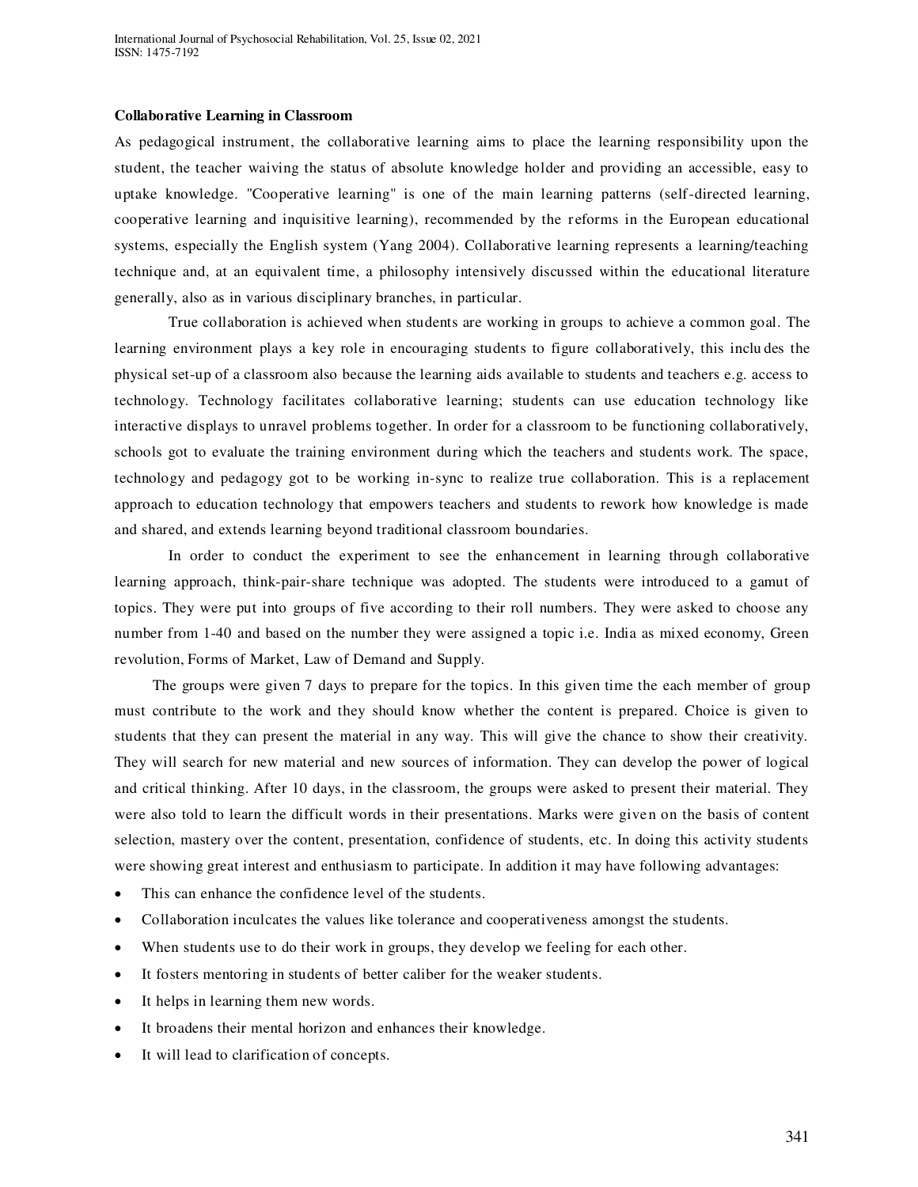**Collaborative Learning in Classroom**

As pedagogical instrument, the collaborative learning aims to place the learning responsibility upon the student, the teacher waiving the status of absolute knowledge holder and providing an accessible, easy to uptake knowledge. "Cooperative learning" is one of the main learning patterns (self-directed learning, cooperative learning and inquisitive learning), recommended by the reforms in the European educational systems, especially the English system (Yang 2004). Collaborative learning represents a learning/teaching technique and, at an equivalent time, a philosophy intensively discussed within the educational literature generally, also as in various disciplinary branches, in particular.

True collaboration is achieved when students are working in groups to achieve a common goal. The learning environment plays a key role in encouraging students to figure collaboratively, this includes the physical set-up of a classroom also because the learning aids available to students and teachers e.g. access to technology. Technology facilitates collaborative learning; students can use education technology like interactive displays to unravel problems together. In order for a classroom to be functioning collaboratively, schools got to evaluate the training environment during which the teachers and students work. The space, technology and pedagogy got to be working in-sync to realize true collaboration. This is a replacement approach to education technology that empowers teachers and students to rework how knowledge is made and shared, and extends learning beyond traditional classroom boundaries.

In order to conduct the experiment to see the enhancement in learning through collaborative learning approach, think-pair-share technique was adopted. The students were introduced to a gamut of topics. They were put into groups of five according to their roll numbers. They were asked to choose any number from 1-40 and based on the number they were assigned a topic i.e. India as mixed economy, Green revolution, Forms of Market, Law of Demand and Supply.

The groups were given 7 days to prepare for the topics. In this given time the each member of group must contribute to the work and they should know whether the content is prepared. Choice is given to students that they can present the material in any way. This will give the chance to show their creativity. They will search for new material and new sources of information. They can develop the power of logical and critical thinking. After 10 days, in the classroom, the groups were asked to present their material. They were also told to learn the difficult words in their presentations. Marks were given on the basis of content selection, mastery over the content, presentation, confidence of students, etc. In doing this activity students were showing great interest and enthusiasm to participate. In addition it may have following advantages:

- This can enhance the confidence level of the students.
- Collaboration inculcates the values like tolerance and cooperativeness amongst the students.
- When students use to do their work in groups, they develop we feeling for each other.
- It fosters mentoring in students of better caliber for the weaker students.
- It helps in learning them new words.
- It broadens their mental horizon and enhances their knowledge.
- It will lead to clarification of concepts.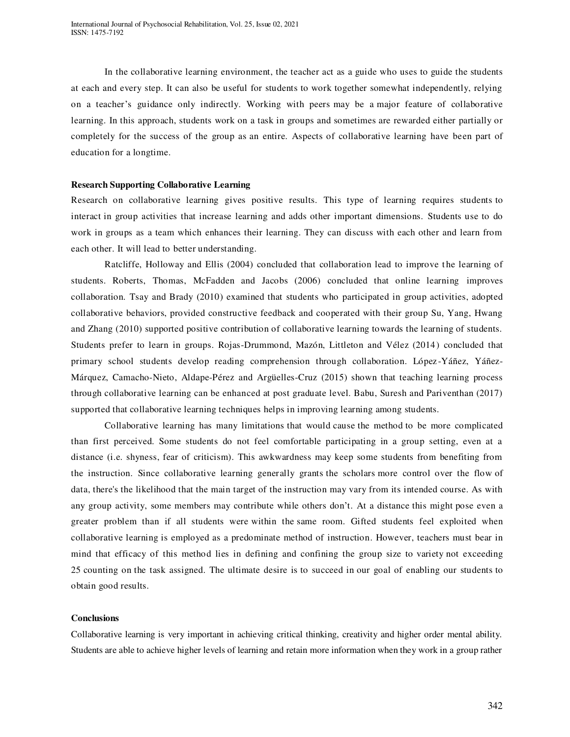In the collaborative learning environment, the teacher act as a guide who uses to guide the students at each and every step. It can also be useful for students to work together somewhat independently, relying on a teacher's guidance only indirectly. Working with peers may be a major feature of collaborative learning. In this approach, students work on a task in groups and sometimes are rewarded either partially or completely for the success of the group as an entire. Aspects of collaborative learning have been part of education for a longtime.

**Research Supporting Collaborative Learning**

Research on collaborative learning gives positive results. This type of learning requires students to interact in group activities that increase learning and adds other important dimensions. Students use to do work in groups as a team which enhances their learning. They can discuss with each other and learn from each other. It will lead to better understanding.

Ratcliffe, Holloway and Ellis (2004) concluded that collaboration lead to improve the learning of students. Roberts, Thomas, McFadden and Jacobs (2006) concluded that online learning improves collaboration. Tsay and Brady (2010) examined that students who participated in group activities, adopted collaborative behaviors, provided constructive feedback and cooperated with their group Su, Yang, Hwang and Zhang (2010) supported positive contribution of collaborative learning towards the learning of students. Students prefer to learn in groups. Rojas-Drummond, Mazón, Littleton and Vélez (2014) concluded that primary school students develop reading comprehension through collaboration. López-Yáñez, Yáñez-Márquez, Camacho-Nieto, Aldape-Pérez and Argüelles-Cruz (2015) shown that teaching learning process through collaborative learning can be enhanced at post graduate level. Babu, Suresh and Pariventhan (2017) supported that collaborative learning techniques helps in improving learning among students.

Collaborative learning has many limitations that would cause the method to be more complicated than first perceived. Some students do not feel comfortable participating in a group setting, even at a distance (i.e. shyness, fear of criticism). This awkwardness may keep some students from benefiting from the instruction. Since collaborative learning generally grants the scholars more control over the flow of data, there's the likelihood that the main target of the instruction may vary from its intended course. As with any group activity, some members may contribute while others don't. At a distance this might pose even a greater problem than if all students were within the same room. Gifted students feel exploited when collaborative learning is employed as a predominate method of instruction. However, teachers must bear in mind that efficacy of this method lies in defining and confining the group size to variety not exceeding 25 counting on the task assigned. The ultimate desire is to succeed in our goal of enabling our students to obtain good results.

**Conclusions**

Collaborative learning is very important in achieving critical thinking, creativity and higher order mental ability. Students are able to achieve higher levels of learning and retain more information when they work in a group rather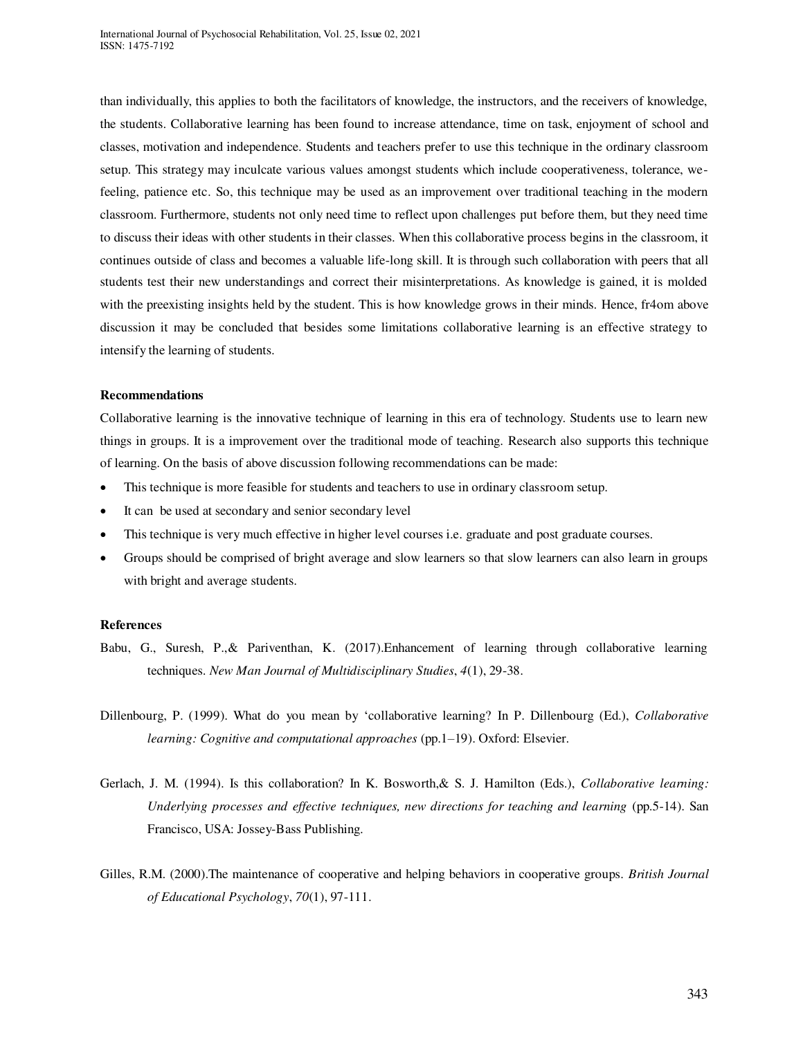than individually, this applies to both the facilitators of knowledge, the instructors, and the receivers of knowledge, the students. Collaborative learning has been found to increase attendance, time on task, enjoyment of school and classes, motivation and independence. Students and teachers prefer to use this technique in the ordinary classroom setup. This strategy may inculcate various values amongst students which include cooperativeness, tolerance, we-feeling, patience etc. So, this technique may be used as an improvement over traditional teaching in the modern classroom. Furthermore, students not only need time to reflect upon challenges put before them, but they need time to discuss their ideas with other students in their classes. When this collaborative process begins in the classroom, it continues outside of class and becomes a valuable life-long skill. It is through such collaboration with peers that all students test their new understandings and correct their misinterpretations. As knowledge is gained, it is molded with the preexisting insights held by the student. This is how knowledge grows in their minds. Hence, fr4om above discussion it may be concluded that besides some limitations collaborative learning is an effective strategy to intensify the learning of students.

### Recommendations

Collaborative learning is the innovative technique of learning in this era of technology. Students use to learn new things in groups. It is a improvement over the traditional mode of teaching. Research also supports this technique of learning. On the basis of above discussion following recommendations can be made:

- This technique is more feasible for students and teachers to use in ordinary classroom setup.
- It can be used at secondary and senior secondary level
- This technique is very much effective in higher level courses i.e. graduate and post graduate courses.
- Groups should be comprised of bright average and slow learners so that slow learners can also learn in groups with bright and average students.

### References

Babu, G., Suresh, P.,& Pariventhan, K. (2017).Enhancement of learning through collaborative learning techniques. *New Man Journal of Multidisciplinary Studies*, *4*(1), 29-38.

Dillenbourg, P. (1999). What do you mean by ‘collaborative learning? In P. Dillenbourg (Ed.), *Collaborative learning: Cognitive and computational approaches* (pp.1–19). Oxford: Elsevier.

Gerlach, J. M. (1994). Is this collaboration? In K. Bosworth,& S. J. Hamilton (Eds.), *Collaborative learning: Underlying processes and effective techniques, new directions for teaching and learning* (pp.5-14). San Francisco, USA: Jossey-Bass Publishing.

Gilles, R.M. (2000).The maintenance of cooperative and helping behaviors in cooperative groups. *British Journal of Educational Psychology*, *70*(1), 97-111.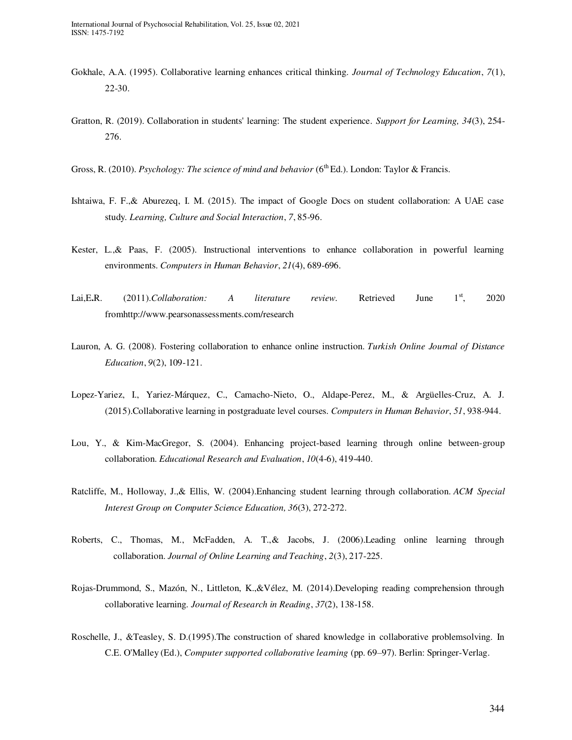Gokhale, A.A. (1995). Collaborative learning enhances critical thinking. *Journal of Technology Education*, *7*(1), 22-30.

Gratton, R. (2019). Collaboration in students' learning: The student experience. *Support for Learning, 34*(3), 254-276.

Gross, R. (2010). *Psychology: The science of mind and behavior* (6th Ed.). London: Taylor & Francis.

Ishtaiwa, F. F.,& Aburezeq, I. M. (2015). The impact of Google Docs on student collaboration: A UAE case study. *Learning, Culture and Social Interaction*, *7*, 85-96.

Kester, L.,& Paas, F. (2005). Instructional interventions to enhance collaboration in powerful learning environments. *Computers in Human Behavior*, *21*(4), 689-696.

Lai,E.R. (2011).*Collaboration: A literature review.* Retrieved June 1st, 2020 fromhttp://www.pearsonassessments.com/research

Lauron, A. G. (2008). Fostering collaboration to enhance online instruction. *Turkish Online Journal of Distance Education*, *9*(2), 109-121.

Lopez-Yariez, I., Yariez-Márquez, C., Camacho-Nieto, O., Aldape-Perez, M., & Argüelles-Cruz, A. J. (2015).Collaborative learning in postgraduate level courses. *Computers in Human Behavior*, *51*, 938-944.

Lou, Y., & Kim-MacGregor, S. (2004). Enhancing project-based learning through online between-group collaboration. *Educational Research and Evaluation*, *10*(4-6), 419-440.

Ratcliffe, M., Holloway, J.,& Ellis, W. (2004).Enhancing student learning through collaboration. *ACM Special Interest Group on Computer Science Education, 36*(3), 272-272.

Roberts, C., Thomas, M., McFadden, A. T.,& Jacobs, J. (2006).Leading online learning through collaboration. *Journal of Online Learning and Teaching*, *2*(3), 217-225.

Rojas-Drummond, S., Mazón, N., Littleton, K.,&Vélez, M. (2014).Developing reading comprehension through collaborative learning. *Journal of Research in Reading*, *37*(2), 138-158.

Roschelle, J., &Teasley, S. D.(1995).The construction of shared knowledge in collaborative problemsolving. In C.E. O'Malley (Ed.), *Computer supported collaborative learning* (pp. 69–97). Berlin: Springer-Verlag.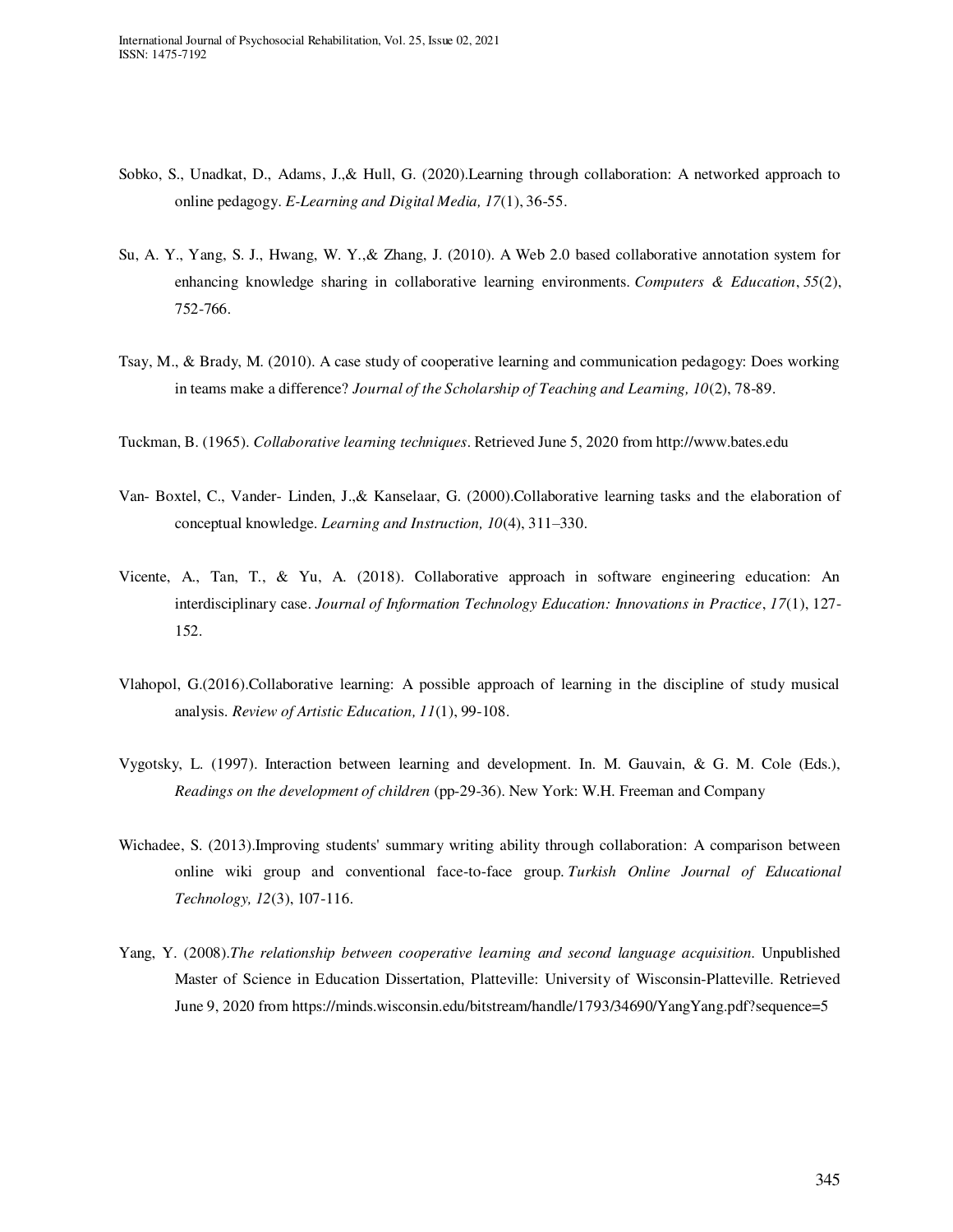Sobko, S., Unadkat, D., Adams, J.,& Hull, G. (2020).Learning through collaboration: A networked approach to online pedagogy. *E-Learning and Digital Media, 17*(1), 36-55.

Su, A. Y., Yang, S. J., Hwang, W. Y.,& Zhang, J. (2010). A Web 2.0 based collaborative annotation system for enhancing knowledge sharing in collaborative learning environments. *Computers & Education*, *55*(2), 752-766.

Tsay, M., & Brady, M. (2010). A case study of cooperative learning and communication pedagogy: Does working in teams make a difference? *Journal of the Scholarship of Teaching and Learning, 10*(2), 78-89.

Tuckman, B. (1965). *Collaborative learning techniques*. Retrieved June 5, 2020 from http://www.bates.edu

Van- Boxtel, C., Vander- Linden, J.,& Kanselaar, G. (2000).Collaborative learning tasks and the elaboration of conceptual knowledge. *Learning and Instruction, 10*(4), 311–330.

Vicente, A., Tan, T., & Yu, A. (2018). Collaborative approach in software engineering education: An interdisciplinary case. *Journal of Information Technology Education: Innovations in Practice*, *17*(1), 127-152.

Vlahopol, G.(2016).Collaborative learning: A possible approach of learning in the discipline of study musical analysis. *Review of Artistic Education, 11*(1), 99-108.

Vygotsky, L. (1997). Interaction between learning and development. In. M. Gauvain, & G. M. Cole (Eds.), *Readings on the development of children* (pp-29-36). New York: W.H. Freeman and Company

Wichadee, S. (2013).Improving students' summary writing ability through collaboration: A comparison between online wiki group and conventional face-to-face group. *Turkish Online Journal of Educational Technology, 12*(3), 107-116.

Yang, Y. (2008).*The relationship between cooperative learning and second language acquisition.* Unpublished Master of Science in Education Dissertation, Platteville: University of Wisconsin-Platteville. Retrieved June 9, 2020 from https://minds.wisconsin.edu/bitstream/handle/1793/34690/YangYang.pdf?sequence=5